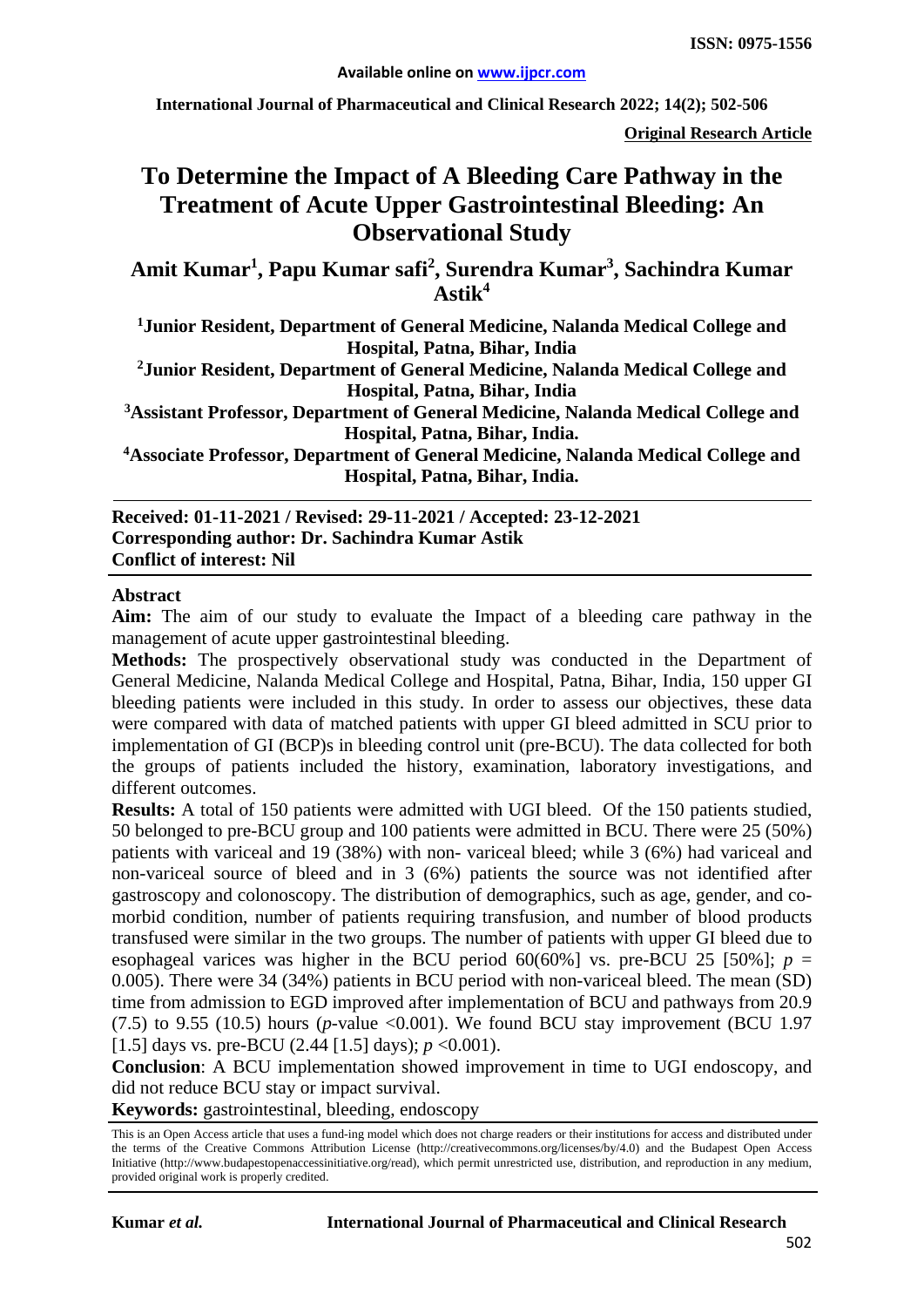**Available online on www.ijpcr.com**

**International Journal of Pharmaceutical and Clinical Research 2022; 14(2); 502-506**

**ISSN: 0975-1556**

**Original Research Article**

# To Determine the Impact of A Bleeding Care Pathway in the Treatment of Acute Upper Gastrointestinal Bleeding: An Observational Study

**Amit Kumar[1], Papu Kumar safi[2], Surendra Kumar[3], Sachindra Kumar Astik[4]**

**[1]Junior Resident, Department of General Medicine, Nalanda Medical College and Hospital, Patna, Bihar, India**

**[2]Junior Resident, Department of General Medicine, Nalanda Medical College and Hospital, Patna, Bihar, India**

**[3]Assistant Professor, Department of General Medicine, Nalanda Medical College and Hospital, Patna, Bihar, India.**

**[4]Associate Professor, Department of General Medicine, Nalanda Medical College and Hospital, Patna, Bihar, India.**

**Received: 01-11-2021 / Revised: 29-11-2021 / Accepted: 23-12-2021**
**Corresponding author: Dr. Sachindra Kumar Astik**
**Conflict of interest: Nil**

## Abstract

**Aim:** The aim of our study to evaluate the Impact of a bleeding care pathway in the management of acute upper gastrointestinal bleeding.

**Methods:** The prospectively observational study was conducted in the Department of General Medicine, Nalanda Medical College and Hospital, Patna, Bihar, India, 150 upper GI bleeding patients were included in this study. In order to assess our objectives, these data were compared with data of matched patients with upper GI bleed admitted in SCU prior to implementation of GI (BCP)s in bleeding control unit (pre-BCU). The data collected for both the groups of patients included the history, examination, laboratory investigations, and different outcomes.

**Results:** A total of 150 patients were admitted with UGI bleed. Of the 150 patients studied, 50 belonged to pre-BCU group and 100 patients were admitted in BCU. There were 25 (50%) patients with variceal and 19 (38%) with non- variceal bleed; while 3 (6%) had variceal and non-variceal source of bleed and in 3 (6%) patients the source was not identified after gastroscopy and colonoscopy. The distribution of demographics, such as age, gender, and co-morbid condition, number of patients requiring transfusion, and number of blood products transfused were similar in the two groups. The number of patients with upper GI bleed due to esophageal varices was higher in the BCU period 60(60%] vs. pre-BCU 25 [50%]; $p$ = 0.005). There were 34 (34%) patients in BCU period with non-variceal bleed. The mean (SD) time from admission to EGD improved after implementation of BCU and pathways from 20.9 (7.5) to 9.55 (10.5) hours ($p$-value <0.001). We found BCU stay improvement (BCU 1.97 [1.5] days vs. pre-BCU (2.44 [1.5] days); $p$ <0.001).

**Conclusion**: A BCU implementation showed improvement in time to UGI endoscopy, and did not reduce BCU stay or impact survival.

**Keywords:** gastrointestinal, bleeding, endoscopy

This is an Open Access article that uses a fund-ing model which does not charge readers or their institutions for access and distributed under the terms of the Creative Commons Attribution License (http://creativecommons.org/licenses/by/4.0) and the Budapest Open Access Initiative (http://www.budapestopenaccessinitiative.org/read), which permit unrestricted use, distribution, and reproduction in any medium, provided original work is properly credited.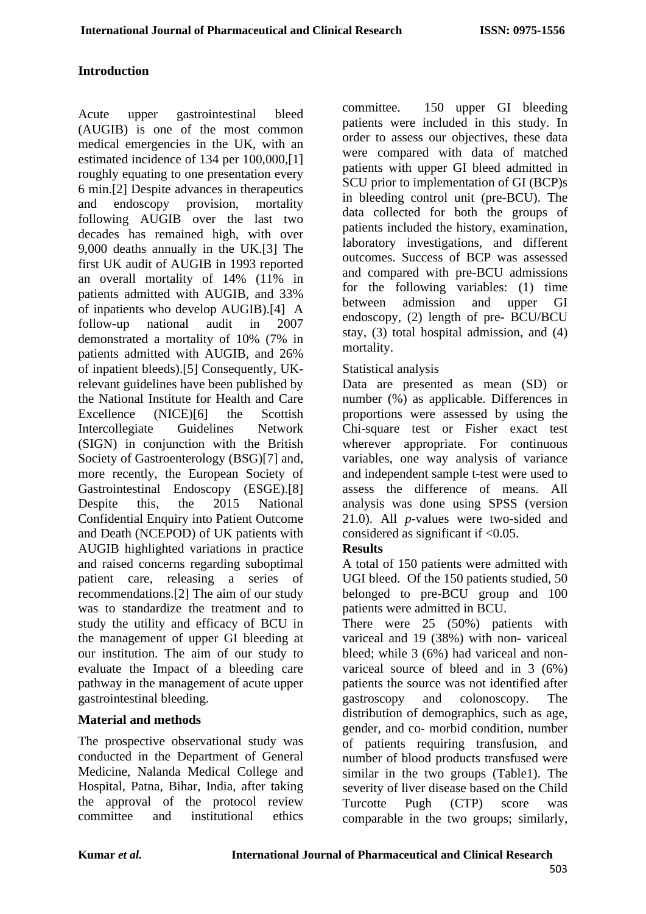## Introduction

Acute upper gastrointestinal bleed (AUGIB) is one of the most common medical emergencies in the UK, with an estimated incidence of 134 per 100,000,[1] roughly equating to one presentation every 6 min.[2] Despite advances in therapeutics and endoscopy provision, mortality following AUGIB over the last two decades has remained high, with over 9,000 deaths annually in the UK.[3] The first UK audit of AUGIB in 1993 reported an overall mortality of 14% (11% in patients admitted with AUGIB, and 33% of inpatients who develop AUGIB).[4] A follow-up national audit in 2007 demonstrated a mortality of 10% (7% in patients admitted with AUGIB, and 26% of inpatient bleeds).[5] Consequently, UK-relevant guidelines have been published by the National Institute for Health and Care Excellence (NICE)[6] the Scottish Intercollegiate Guidelines Network (SIGN) in conjunction with the British Society of Gastroenterology (BSG)[7] and, more recently, the European Society of Gastrointestinal Endoscopy (ESGE).[8] Despite this, the 2015 National Confidential Enquiry into Patient Outcome and Death (NCEPOD) of UK patients with AUGIB highlighted variations in practice and raised concerns regarding suboptimal patient care, releasing a series of recommendations.[2] The aim of our study was to standardize the treatment and to study the utility and efficacy of BCU in the management of upper GI bleeding at our institution. The aim of our study to evaluate the Impact of a bleeding care pathway in the management of acute upper gastrointestinal bleeding.

## Material and methods

The prospective observational study was conducted in the Department of General Medicine, Nalanda Medical College and Hospital, Patna, Bihar, India, after taking the approval of the protocol review committee and institutional ethics committee. 150 upper GI bleeding patients were included in this study. In order to assess our objectives, these data were compared with data of matched patients with upper GI bleed admitted in SCU prior to implementation of GI (BCP)s in bleeding control unit (pre-BCU). The data collected for both the groups of patients included the history, examination, laboratory investigations, and different outcomes. Success of BCP was assessed and compared with pre-BCU admissions for the following variables: (1) time between admission and upper GI endoscopy, (2) length of pre- BCU/BCU stay, (3) total hospital admission, and (4) mortality.

Statistical analysis

Data are presented as mean (SD) or number (%) as applicable. Differences in proportions were assessed by using the Chi-square test or Fisher exact test wherever appropriate. For continuous variables, one way analysis of variance and independent sample t-test were used to assess the difference of means. All analysis was done using SPSS (version 21.0). All *p*-values were two-sided and considered as significant if $<0.05$.

**Results**

A total of 150 patients were admitted with UGI bleed. Of the 150 patients studied, 50 belonged to pre-BCU group and 100 patients were admitted in BCU.

There were 25 (50%) patients with variceal and 19 (38%) with non- variceal bleed; while 3 (6%) had variceal and non-variceal source of bleed and in 3 (6%) patients the source was not identified after gastroscopy and colonoscopy. The distribution of demographics, such as age, gender, and co- morbid condition, number of patients requiring transfusion, and number of blood products transfused were similar in the two groups (Table1). The severity of liver disease based on the Child Turcotte Pugh (CTP) score was comparable in the two groups; similarly,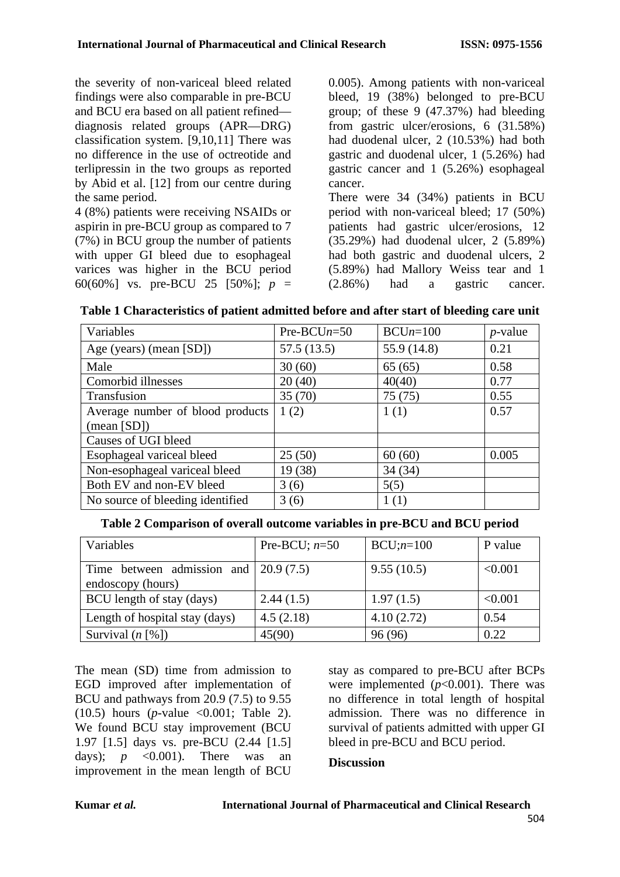the severity of non-variceal bleed related findings were also comparable in pre-BCU and BCU era based on all patient refined—diagnosis related groups (APR—DRG) classification system. [9,10,11] There was no difference in the use of octreotide and terlipressin in the two groups as reported by Abid et al. [12] from our centre during the same period.

4 (8%) patients were receiving NSAIDs or aspirin in pre-BCU group as compared to 7 (7%) in BCU group the number of patients with upper GI bleed due to esophageal varices was higher in the BCU period 60(60%] vs. pre-BCU 25 [50%]; $p$ = 0.005). Among patients with non-variceal bleed, 19 (38%) belonged to pre-BCU group; of these 9 (47.37%) had bleeding from gastric ulcer/erosions, 6 (31.58%) had duodenal ulcer, 2 (10.53%) had both gastric and duodenal ulcer, 1 (5.26%) had gastric cancer and 1 (5.26%) esophageal cancer.

There were 34 (34%) patients in BCU period with non-variceal bleed; 17 (50%) patients had gastric ulcer/erosions, 12 (35.29%) had duodenal ulcer, 2 (5.89%) had both gastric and duodenal ulcers, 2 (5.89%) had Mallory Weiss tear and 1 (2.86%) had a gastric cancer.

**Table 1 Characteristics of patient admitted before and after start of bleeding care unit**

| Variables | Pre-BCU$n$=50 | BCU$n$=100 | $p$-value |
|---|---|---|---|
| Age (years) (mean [SD]) | 57.5 (13.5) | 55.9 (14.8) | 0.21 |
| Male | 30 (60) | 65 (65) | 0.58 |
| Comorbid illnesses | 20 (40) | 40(40) | 0.77 |
| Transfusion | 35 (70) | 75 (75) | 0.55 |
| Average number of blood products (mean [SD]) | 1 (2) | 1 (1) | 0.57 |
| Causes of UGI bleed | | | |
| Esophageal variceal bleed | 25 (50) | 60 (60) | 0.005 |
| Non-esophageal variceal bleed | 19 (38) | 34 (34) | |
| Both EV and non-EV bleed | 3 (6) | 5(5) | |
| No source of bleeding identified | 3 (6) | 1 (1) | |

**Table 2 Comparison of overall outcome variables in pre-BCU and BCU period**

| Variables | Pre-BCU; $n$=50 | BCU;$n$=100 | P value |
|---|---|---|---|
| Time between admission and endoscopy (hours) | 20.9 (7.5) | 9.55 (10.5) | <0.001 |
| BCU length of stay (days) | 2.44 (1.5) | 1.97 (1.5) | <0.001 |
| Length of hospital stay (days) | 4.5 (2.18) | 4.10 (2.72) | 0.54 |
| Survival ($n$ [%]) | 45(90) | 96 (96) | 0.22 |

The mean (SD) time from admission to EGD improved after implementation of BCU and pathways from 20.9 (7.5) to 9.55 (10.5) hours ($p$-value <0.001; Table 2). We found BCU stay improvement (BCU 1.97 [1.5] days vs. pre-BCU (2.44 [1.5] days); $p$ <0.001). There was an improvement in the mean length of BCU stay as compared to pre-BCU after BCPs were implemented ($p$<0.001). There was no difference in total length of hospital admission. There was no difference in survival of patients admitted with upper GI bleed in pre-BCU and BCU period.

**Discussion**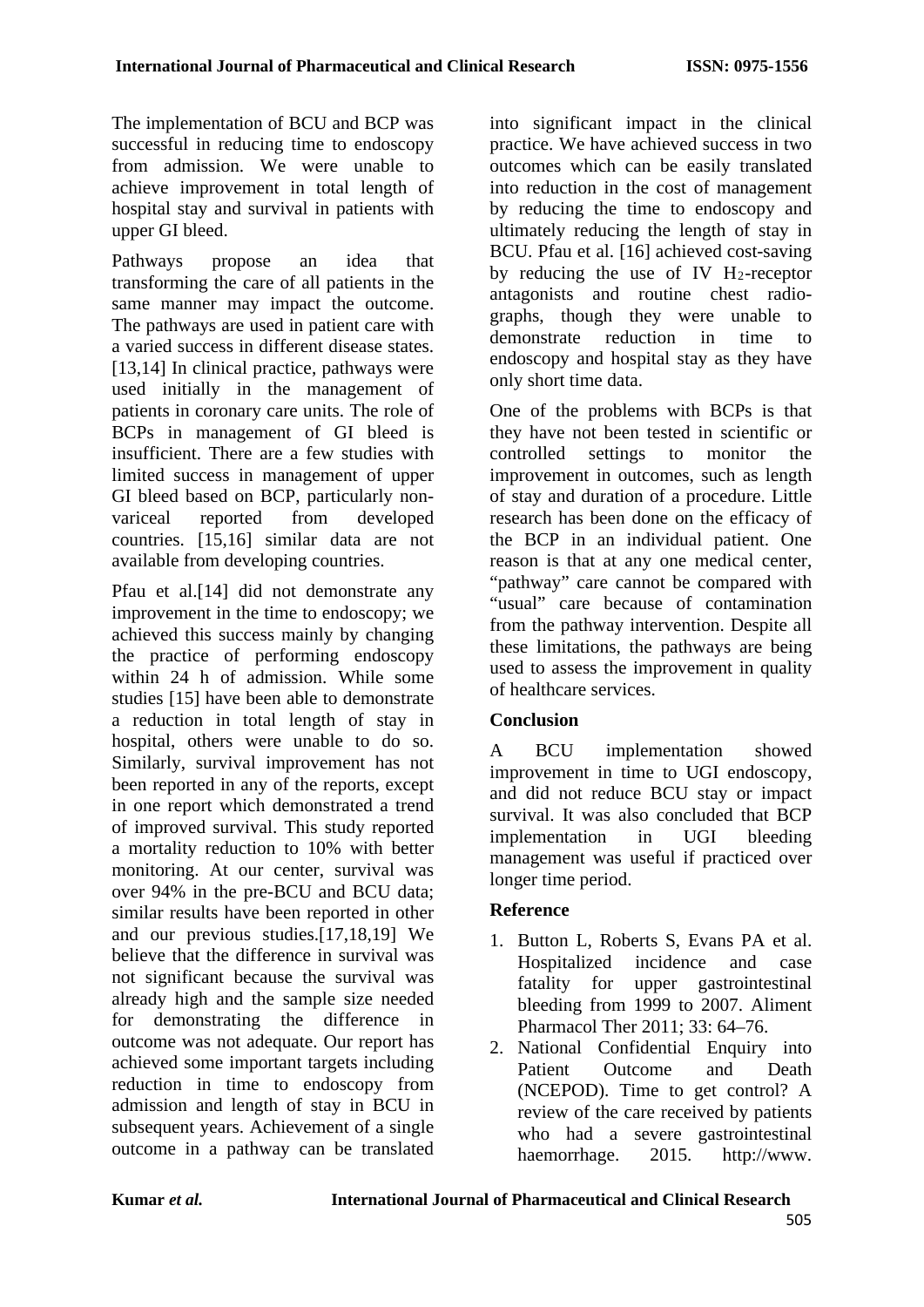The implementation of BCU and BCP was successful in reducing time to endoscopy from admission. We were unable to achieve improvement in total length of hospital stay and survival in patients with upper GI bleed.

Pathways propose an idea that transforming the care of all patients in the same manner may impact the outcome. The pathways are used in patient care with a varied success in different disease states. [13,14] In clinical practice, pathways were used initially in the management of patients in coronary care units. The role of BCPs in management of GI bleed is insufficient. There are a few studies with limited success in management of upper GI bleed based on BCP, particularly non-variceal reported from developed countries. [15,16] similar data are not available from developing countries.

Pfau et al.[14] did not demonstrate any improvement in the time to endoscopy; we achieved this success mainly by changing the practice of performing endoscopy within 24 h of admission. While some studies [15] have been able to demonstrate a reduction in total length of stay in hospital, others were unable to do so. Similarly, survival improvement has not been reported in any of the reports, except in one report which demonstrated a trend of improved survival. This study reported a mortality reduction to 10% with better monitoring. At our center, survival was over 94% in the pre-BCU and BCU data; similar results have been reported in other and our previous studies.[17,18,19] We believe that the difference in survival was not significant because the survival was already high and the sample size needed for demonstrating the difference in outcome was not adequate. Our report has achieved some important targets including reduction in time to endoscopy from admission and length of stay in BCU in subsequent years. Achievement of a single outcome in a pathway can be translated into significant impact in the clinical practice. We have achieved success in two outcomes which can be easily translated into reduction in the cost of management by reducing the time to endoscopy and ultimately reducing the length of stay in BCU. Pfau et al. [16] achieved cost-saving by reducing the use of IV $H_2$-receptor antagonists and routine chest radio-graphs, though they were unable to demonstrate reduction in time to endoscopy and hospital stay as they have only short time data.

One of the problems with BCPs is that they have not been tested in scientific or controlled settings to monitor the improvement in outcomes, such as length of stay and duration of a procedure. Little research has been done on the efficacy of the BCP in an individual patient. One reason is that at any one medical center, "pathway" care cannot be compared with "usual" care because of contamination from the pathway intervention. Despite all these limitations, the pathways are being used to assess the improvement in quality of healthcare services.

## Conclusion

A BCU implementation showed improvement in time to UGI endoscopy, and did not reduce BCU stay or impact survival. It was also concluded that BCP implementation in UGI bleeding management was useful if practiced over longer time period.

## Reference

1. Button L, Roberts S, Evans PA et al. Hospitalized incidence and case fatality for upper gastrointestinal bleeding from 1999 to 2007. Aliment Pharmacol Ther 2011; 33: 64–76.
2. National Confidential Enquiry into Patient Outcome and Death (NCEPOD). Time to get control? A review of the care received by patients who had a severe gastrointestinal haemorrhage. 2015. http://www.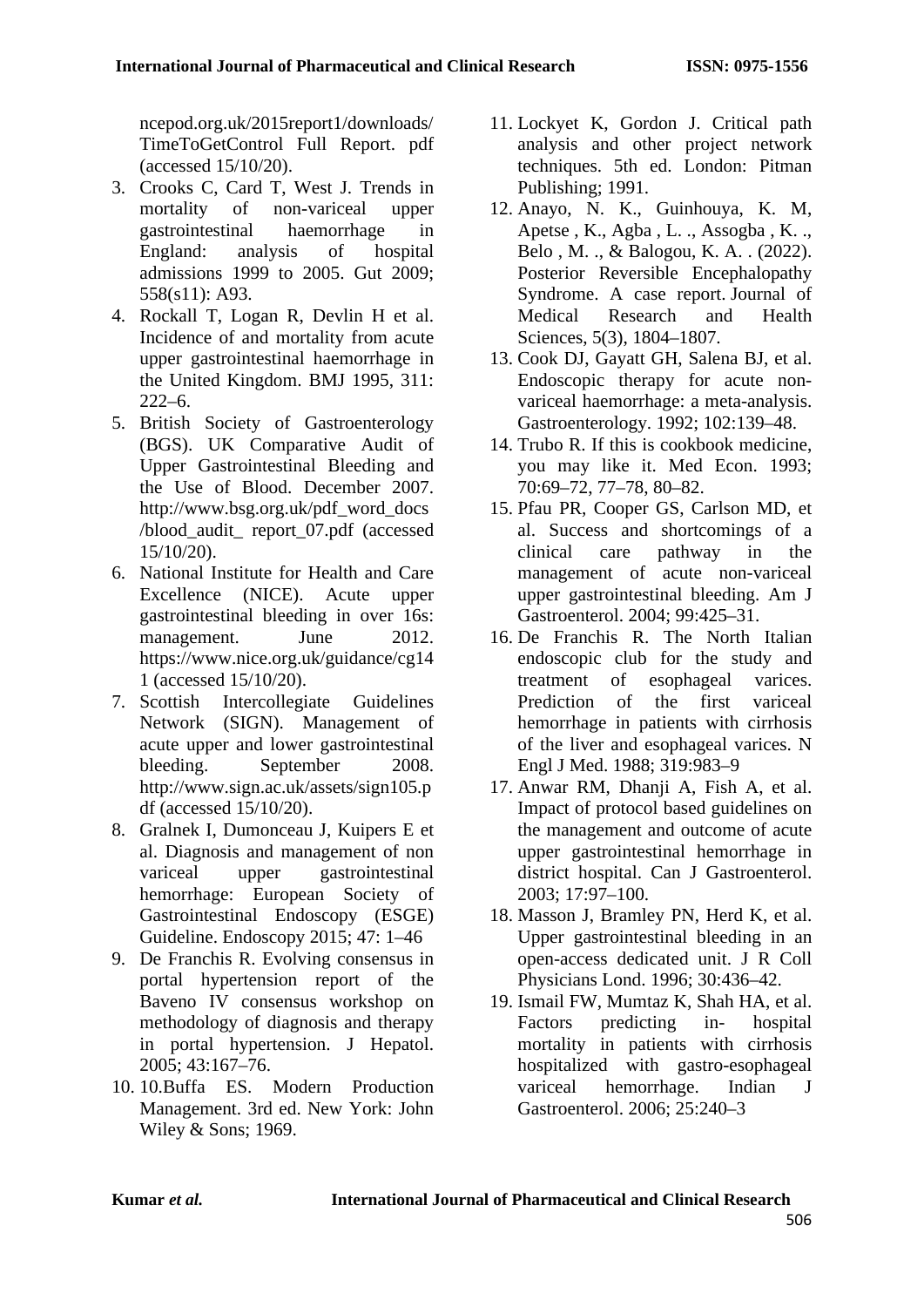ncepod.org.uk/2015report1/downloads/ TimeToGetControl Full Report. pdf (accessed 15/10/20).

3. Crooks C, Card T, West J. Trends in mortality of non-variceal upper gastrointestinal haemorrhage in England: analysis of hospital admissions 1999 to 2005. Gut 2009; 558(s11): A93.
4. Rockall T, Logan R, Devlin H et al. Incidence of and mortality from acute upper gastrointestinal haemorrhage in the United Kingdom. BMJ 1995, 311: 222–6.
5. British Society of Gastroenterology (BGS). UK Comparative Audit of Upper Gastrointestinal Bleeding and the Use of Blood. December 2007. http://www.bsg.org.uk/pdf_word_docs /blood_audit_ report_07.pdf (accessed 15/10/20).
6. National Institute for Health and Care Excellence (NICE). Acute upper gastrointestinal bleeding in over 16s: management. June 2012. https://www.nice.org.uk/guidance/cg14 1 (accessed 15/10/20).
7. Scottish Intercollegiate Guidelines Network (SIGN). Management of acute upper and lower gastrointestinal bleeding. September 2008. http://www.sign.ac.uk/assets/sign105.p df (accessed 15/10/20).
8. Gralnek I, Dumonceau J, Kuipers E et al. Diagnosis and management of non variceal upper gastrointestinal hemorrhage: European Society of Gastrointestinal Endoscopy (ESGE) Guideline. Endoscopy 2015; 47: 1–46
9. De Franchis R. Evolving consensus in portal hypertension report of the Baveno IV consensus workshop on methodology of diagnosis and therapy in portal hypertension. J Hepatol. 2005; 43:167–76.
10. 10.Buffa ES. Modern Production Management. 3rd ed. New York: John Wiley & Sons; 1969.
11. Lockyet K, Gordon J. Critical path analysis and other project network techniques. 5th ed. London: Pitman Publishing; 1991.
12. Anayo, N. K., Guinhouya, K. M, Apetse , K., Agba , L. ., Assogba , K. ., Belo , M. ., & Balogou, K. A. . (2022). Posterior Reversible Encephalopathy Syndrome. A case report. Journal of Medical Research and Health Sciences, 5(3), 1804–1807.
13. Cook DJ, Gayatt GH, Salena BJ, et al. Endoscopic therapy for acute non-variceal haemorrhage: a meta-analysis. Gastroenterology. 1992; 102:139–48.
14. Trubo R. If this is cookbook medicine, you may like it. Med Econ. 1993; 70:69–72, 77–78, 80–82.
15. Pfau PR, Cooper GS, Carlson MD, et al. Success and shortcomings of a clinical care pathway in the management of acute non-variceal upper gastrointestinal bleeding. Am J Gastroenterol. 2004; 99:425–31.
16. De Franchis R. The North Italian endoscopic club for the study and treatment of esophageal varices. Prediction of the first variceal hemorrhage in patients with cirrhosis of the liver and esophageal varices. N Engl J Med. 1988; 319:983–9
17. Anwar RM, Dhanji A, Fish A, et al. Impact of protocol based guidelines on the management and outcome of acute upper gastrointestinal hemorrhage in district hospital. Can J Gastroenterol. 2003; 17:97–100.
18. Masson J, Bramley PN, Herd K, et al. Upper gastrointestinal bleeding in an open-access dedicated unit. J R Coll Physicians Lond. 1996; 30:436–42.
19. Ismail FW, Mumtaz K, Shah HA, et al. Factors predicting in- hospital mortality in patients with cirrhosis hospitalized with gastro-esophageal variceal hemorrhage. Indian J Gastroenterol. 2006; 25:240–3